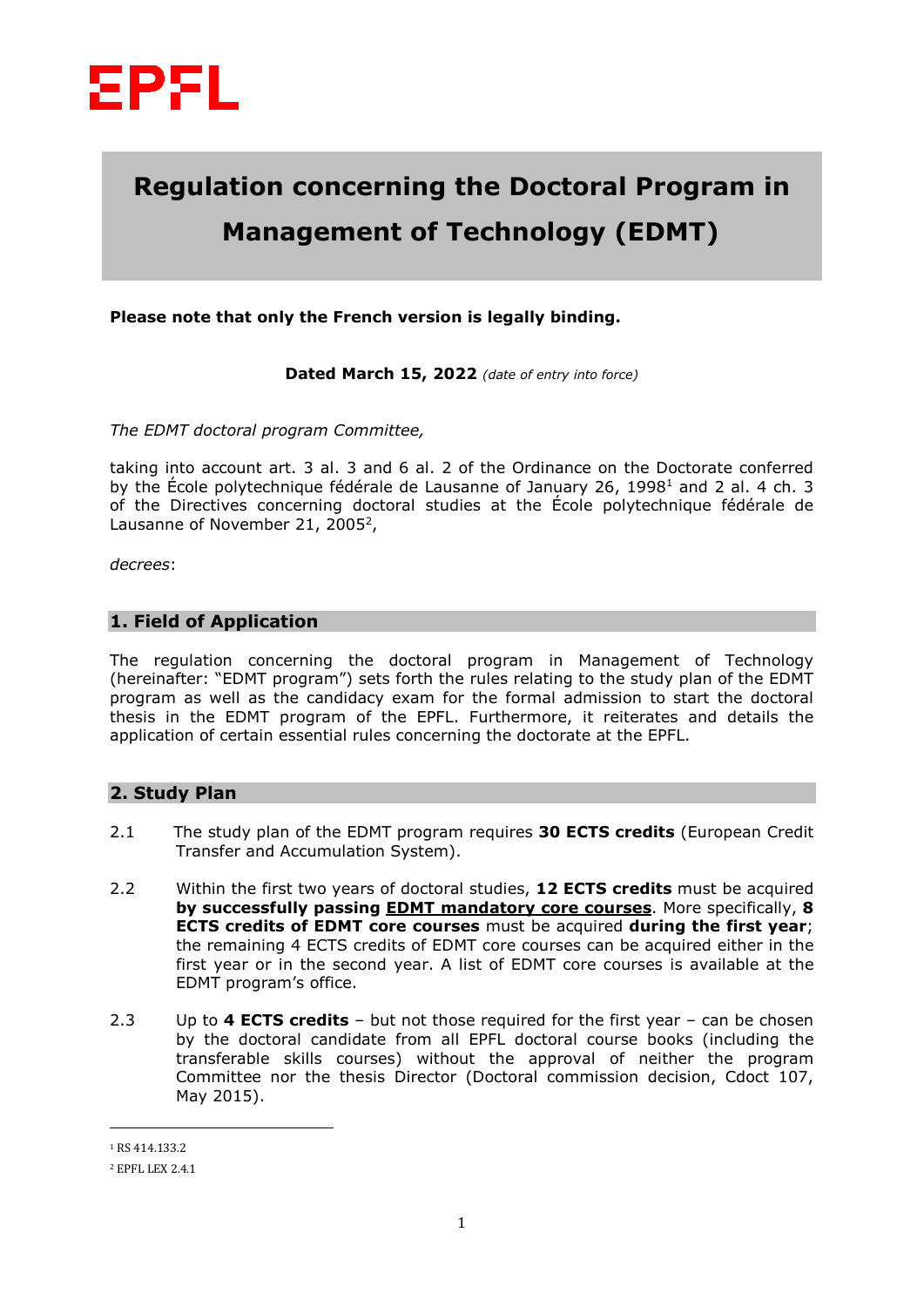# Regulation concerning the Doctoral Program in Management of Technology (EDMT)

**Please note that only the French version is legally binding.**

**Dated March 15, 2022** *(date of entry into force)*

*The EDMT doctoral program Committee,*

taking into account art. 3 al. 3 and 6 al. 2 of the Ordinance on the Doctorate conferred by the École polytechnique fédérale de Lausanne of January 26, 1998[1] and 2 al. 4 ch. 3 of the Directives concerning doctoral studies at the École polytechnique fédérale de Lausanne of November 21, 2005[2],

*decrees*:

## 1. Field of Application

The regulation concerning the doctoral program in Management of Technology (hereinafter: "EDMT program") sets forth the rules relating to the study plan of the EDMT program as well as the candidacy exam for the formal admission to start the doctoral thesis in the EDMT program of the EPFL. Furthermore, it reiterates and details the application of certain essential rules concerning the doctorate at the EPFL.

## 2. Study Plan

2.1 The study plan of the EDMT program requires **30 ECTS credits** (European Credit Transfer and Accumulation System).

2.2 Within the first two years of doctoral studies, **12 ECTS credits** must be acquired **by successfully passing <u>EDMT mandatory core courses</u>**. More specifically, **8 ECTS credits of EDMT core courses** must be acquired **during the first year**; the remaining 4 ECTS credits of EDMT core courses can be acquired either in the first year or in the second year. A list of EDMT core courses is available at the EDMT program's office.

2.3 Up to **4 ECTS credits** – but not those required for the first year – can be chosen by the doctoral candidate from all EPFL doctoral course books (including the transferable skills courses) without the approval of neither the program Committee nor the thesis Director (Doctoral commission decision, Cdoct 107, May 2015).

---

[1] RS 414.133.2

[2] EPFL LEX 2.4.1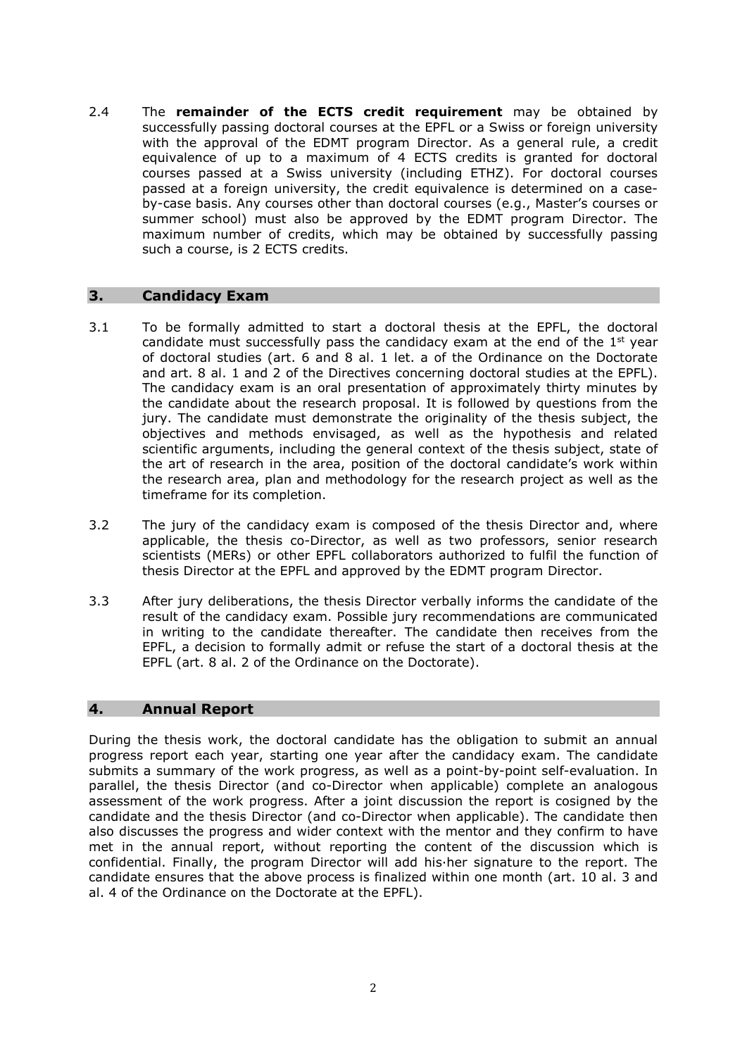2.4 The **remainder of the ECTS credit requirement** may be obtained by successfully passing doctoral courses at the EPFL or a Swiss or foreign university with the approval of the EDMT program Director. As a general rule, a credit equivalence of up to a maximum of 4 ECTS credits is granted for doctoral courses passed at a Swiss university (including ETHZ). For doctoral courses passed at a foreign university, the credit equivalence is determined on a case-by-case basis. Any courses other than doctoral courses (e.g., Master's courses or summer school) must also be approved by the EDMT program Director. The maximum number of credits, which may be obtained by successfully passing such a course, is 2 ECTS credits.

## 3. Candidacy Exam

3.1 To be formally admitted to start a doctoral thesis at the EPFL, the doctoral candidate must successfully pass the candidacy exam at the end of the 1st year of doctoral studies (art. 6 and 8 al. 1 let. a of the Ordinance on the Doctorate and art. 8 al. 1 and 2 of the Directives concerning doctoral studies at the EPFL). The candidacy exam is an oral presentation of approximately thirty minutes by the candidate about the research proposal. It is followed by questions from the jury. The candidate must demonstrate the originality of the thesis subject, the objectives and methods envisaged, as well as the hypothesis and related scientific arguments, including the general context of the thesis subject, state of the art of research in the area, position of the doctoral candidate's work within the research area, plan and methodology for the research project as well as the timeframe for its completion.

3.2 The jury of the candidacy exam is composed of the thesis Director and, where applicable, the thesis co-Director, as well as two professors, senior research scientists (MERs) or other EPFL collaborators authorized to fulfil the function of thesis Director at the EPFL and approved by the EDMT program Director.

3.3 After jury deliberations, the thesis Director verbally informs the candidate of the result of the candidacy exam. Possible jury recommendations are communicated in writing to the candidate thereafter. The candidate then receives from the EPFL, a decision to formally admit or refuse the start of a doctoral thesis at the EPFL (art. 8 al. 2 of the Ordinance on the Doctorate).

## 4. Annual Report

During the thesis work, the doctoral candidate has the obligation to submit an annual progress report each year, starting one year after the candidacy exam. The candidate submits a summary of the work progress, as well as a point-by-point self-evaluation. In parallel, the thesis Director (and co-Director when applicable) complete an analogous assessment of the work progress. After a joint discussion the report is cosigned by the candidate and the thesis Director (and co-Director when applicable). The candidate then also discusses the progress and wider context with the mentor and they confirm to have met in the annual report, without reporting the content of the discussion which is confidential. Finally, the program Director will add his·her signature to the report. The candidate ensures that the above process is finalized within one month (art. 10 al. 3 and al. 4 of the Ordinance on the Doctorate at the EPFL).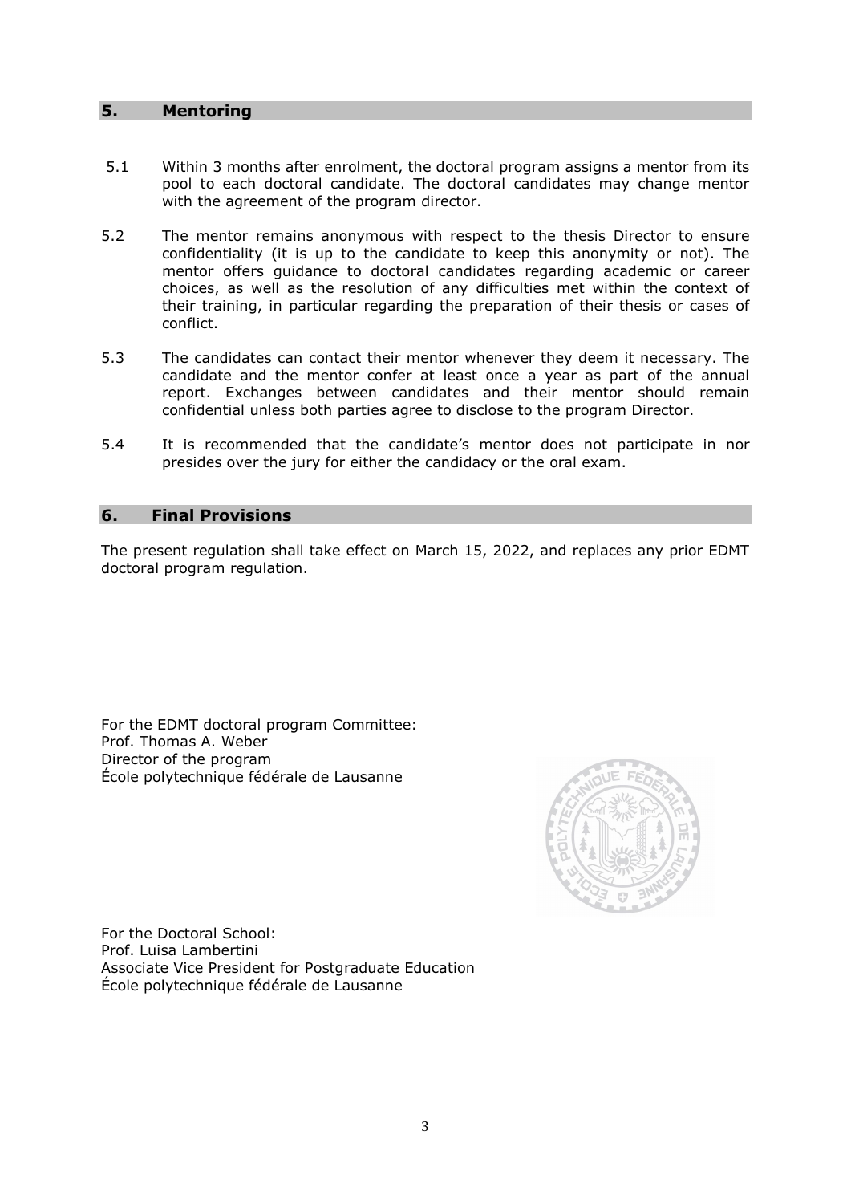## 5. Mentoring

5.1 Within 3 months after enrolment, the doctoral program assigns a mentor from its pool to each doctoral candidate. The doctoral candidates may change mentor with the agreement of the program director.

5.2 The mentor remains anonymous with respect to the thesis Director to ensure confidentiality (it is up to the candidate to keep this anonymity or not). The mentor offers guidance to doctoral candidates regarding academic or career choices, as well as the resolution of any difficulties met within the context of their training, in particular regarding the preparation of their thesis or cases of conflict.

5.3 The candidates can contact their mentor whenever they deem it necessary. The candidate and the mentor confer at least once a year as part of the annual report. Exchanges between candidates and their mentor should remain confidential unless both parties agree to disclose to the program Director.

5.4 It is recommended that the candidate's mentor does not participate in nor presides over the jury for either the candidacy or the oral exam.

## 6. Final Provisions

The present regulation shall take effect on March 15, 2022, and replaces any prior EDMT doctoral program regulation.

For the EDMT doctoral program Committee:
Prof. Thomas A. Weber
Director of the program
École polytechnique fédérale de Lausanne

For the Doctoral School:
Prof. Luisa Lambertini
Associate Vice President for Postgraduate Education
École polytechnique fédérale de Lausanne